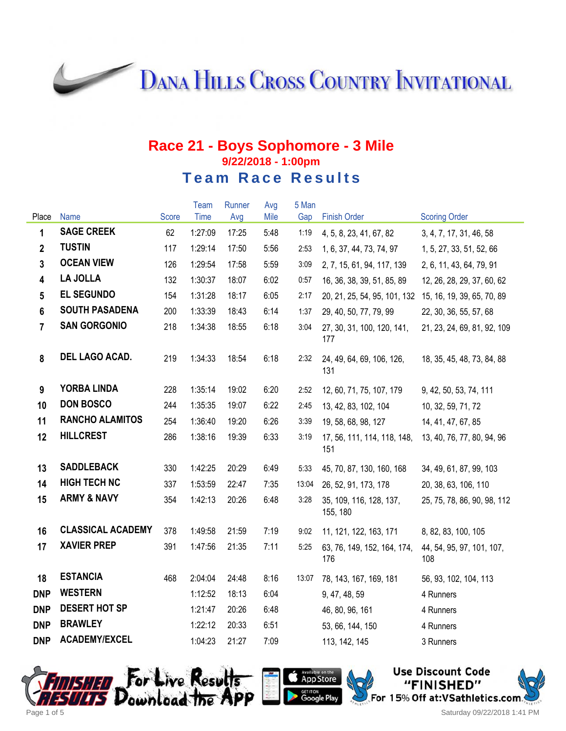# Dana Hills Cross Country Invitational

## Race 21 - Boys Sophomore - 3 Mile

**9/22/2018 - 1:00pm**

### Team Race Results

| Place | Name | Score | Team Time | Runner Avg | Avg Mile | 5 Man Gap | Finish Order | Scoring Order |
|---|---|---|---|---|---|---|---|---|
| 1 | SAGE CREEK | 62 | 1:27:09 | 17:25 | 5:48 | 1:19 | 4, 5, 8, 23, 41, 67, 82 | 3, 4, 7, 17, 31, 46, 58 |
| 2 | TUSTIN | 117 | 1:29:14 | 17:50 | 5:56 | 2:53 | 1, 6, 37, 44, 73, 74, 97 | 1, 5, 27, 33, 51, 52, 66 |
| 3 | OCEAN VIEW | 126 | 1:29:54 | 17:58 | 5:59 | 3:09 | 2, 7, 15, 61, 94, 117, 139 | 2, 6, 11, 43, 64, 79, 91 |
| 4 | LA JOLLA | 132 | 1:30:37 | 18:07 | 6:02 | 0:57 | 16, 36, 38, 39, 51, 85, 89 | 12, 26, 28, 29, 37, 60, 62 |
| 5 | EL SEGUNDO | 154 | 1:31:28 | 18:17 | 6:05 | 2:17 | 20, 21, 25, 54, 95, 101, 132 | 15, 16, 19, 39, 65, 70, 89 |
| 6 | SOUTH PASADENA | 200 | 1:33:39 | 18:43 | 6:14 | 1:37 | 29, 40, 50, 77, 79, 99 | 22, 30, 36, 55, 57, 68 |
| 7 | SAN GORGONIO | 218 | 1:34:38 | 18:55 | 6:18 | 3:04 | 27, 30, 31, 100, 120, 141, 177 | 21, 23, 24, 69, 81, 92, 109 |
| 8 | DEL LAGO ACAD. | 219 | 1:34:33 | 18:54 | 6:18 | 2:32 | 24, 49, 64, 69, 106, 126, 131 | 18, 35, 45, 48, 73, 84, 88 |
| 9 | YORBA LINDA | 228 | 1:35:14 | 19:02 | 6:20 | 2:52 | 12, 60, 71, 75, 107, 179 | 9, 42, 50, 53, 74, 111 |
| 10 | DON BOSCO | 244 | 1:35:35 | 19:07 | 6:22 | 2:45 | 13, 42, 83, 102, 104 | 10, 32, 59, 71, 72 |
| 11 | RANCHO ALAMITOS | 254 | 1:36:40 | 19:20 | 6:26 | 3:39 | 19, 58, 68, 98, 127 | 14, 41, 47, 67, 85 |
| 12 | HILLCREST | 286 | 1:38:16 | 19:39 | 6:33 | 3:19 | 17, 56, 111, 114, 118, 148, 151 | 13, 40, 76, 77, 80, 94, 96 |
| 13 | SADDLEBACK | 330 | 1:42:25 | 20:29 | 6:49 | 5:33 | 45, 70, 87, 130, 160, 168 | 34, 49, 61, 87, 99, 103 |
| 14 | HIGH TECH NC | 337 | 1:53:59 | 22:47 | 7:35 | 13:04 | 26, 52, 91, 173, 178 | 20, 38, 63, 106, 110 |
| 15 | ARMY & NAVY | 354 | 1:42:13 | 20:26 | 6:48 | 3:28 | 35, 109, 116, 128, 137, 155, 180 | 25, 75, 78, 86, 90, 98, 112 |
| 16 | CLASSICAL ACADEMY | 378 | 1:49:58 | 21:59 | 7:19 | 9:02 | 11, 121, 122, 163, 171 | 8, 82, 83, 100, 105 |
| 17 | XAVIER PREP | 391 | 1:47:56 | 21:35 | 7:11 | 5:25 | 63, 76, 149, 152, 164, 174, 176 | 44, 54, 95, 97, 101, 107, 108 |
| 18 | ESTANCIA | 468 | 2:04:04 | 24:48 | 8:16 | 13:07 | 78, 143, 167, 169, 181 | 56, 93, 102, 104, 113 |
| DNP | WESTERN | | 1:12:52 | 18:13 | 6:04 | | 9, 47, 48, 59 | 4 Runners |
| DNP | DESERT HOT SP | | 1:21:47 | 20:26 | 6:48 | | 46, 80, 96, 161 | 4 Runners |
| DNP | BRAWLEY | | 1:22:12 | 20:33 | 6:51 | | 53, 66, 144, 150 | 4 Runners |
| DNP | ACADEMY/EXCEL | | 1:04:23 | 21:27 | 7:09 | | 113, 142, 145 | 3 Runners |

Finished Results — For Live Results Download the App — Available on the App Store / Get it on Google Play

Use Discount Code "FINISHED" For 15% Off at:VSathletics.com

Saturday 09/22/2018 1:41 PM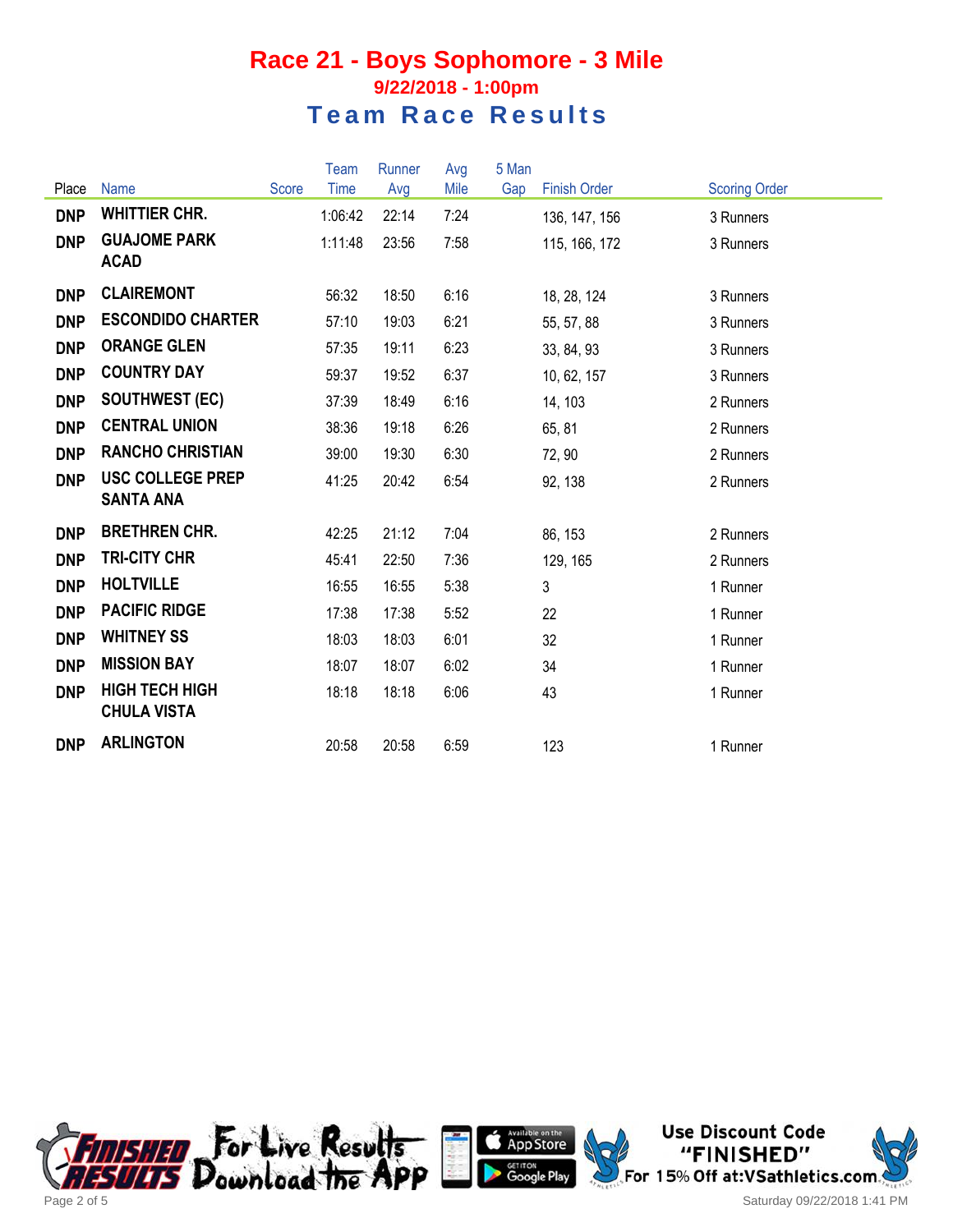# Race 21 - Boys Sophomore - 3 Mile

### 9/22/2018 - 1:00pm

## Team Race Results

| Place | Name | Score | Team Time | Runner Avg | Avg Mile | 5 Man Gap | Finish Order | Scoring Order |
|---|---|---|---|---|---|---|---|---|
| **DNP** | **WHITTIER CHR.** | | 1:06:42 | 22:14 | 7:24 | | 136, 147, 156 | 3 Runners |
| **DNP** | **GUAJOME PARK ACAD** | | 1:11:48 | 23:56 | 7:58 | | 115, 166, 172 | 3 Runners |
| **DNP** | **CLAIREMONT** | | 56:32 | 18:50 | 6:16 | | 18, 28, 124 | 3 Runners |
| **DNP** | **ESCONDIDO CHARTER** | | 57:10 | 19:03 | 6:21 | | 55, 57, 88 | 3 Runners |
| **DNP** | **ORANGE GLEN** | | 57:35 | 19:11 | 6:23 | | 33, 84, 93 | 3 Runners |
| **DNP** | **COUNTRY DAY** | | 59:37 | 19:52 | 6:37 | | 10, 62, 157 | 3 Runners |
| **DNP** | **SOUTHWEST (EC)** | | 37:39 | 18:49 | 6:16 | | 14, 103 | 2 Runners |
| **DNP** | **CENTRAL UNION** | | 38:36 | 19:18 | 6:26 | | 65, 81 | 2 Runners |
| **DNP** | **RANCHO CHRISTIAN** | | 39:00 | 19:30 | 6:30 | | 72, 90 | 2 Runners |
| **DNP** | **USC COLLEGE PREP SANTA ANA** | | 41:25 | 20:42 | 6:54 | | 92, 138 | 2 Runners |
| **DNP** | **BRETHREN CHR.** | | 42:25 | 21:12 | 7:04 | | 86, 153 | 2 Runners |
| **DNP** | **TRI-CITY CHR** | | 45:41 | 22:50 | 7:36 | | 129, 165 | 2 Runners |
| **DNP** | **HOLTVILLE** | | 16:55 | 16:55 | 5:38 | | 3 | 1 Runner |
| **DNP** | **PACIFIC RIDGE** | | 17:38 | 17:38 | 5:52 | | 22 | 1 Runner |
| **DNP** | **WHITNEY SS** | | 18:03 | 18:03 | 6:01 | | 32 | 1 Runner |
| **DNP** | **MISSION BAY** | | 18:07 | 18:07 | 6:02 | | 34 | 1 Runner |
| **DNP** | **HIGH TECH HIGH CHULA VISTA** | | 18:18 | 18:18 | 6:06 | | 43 | 1 Runner |
| **DNP** | **ARLINGTON** | | 20:58 | 20:58 | 6:59 | | 123 | 1 Runner |

Finished Results — For Live Results Download the App. Available on the App Store. Get it on Google Play.

Use Discount Code "FINISHED" For 15% Off at: VSathletics.com

Saturday 09/22/2018 1:41 PM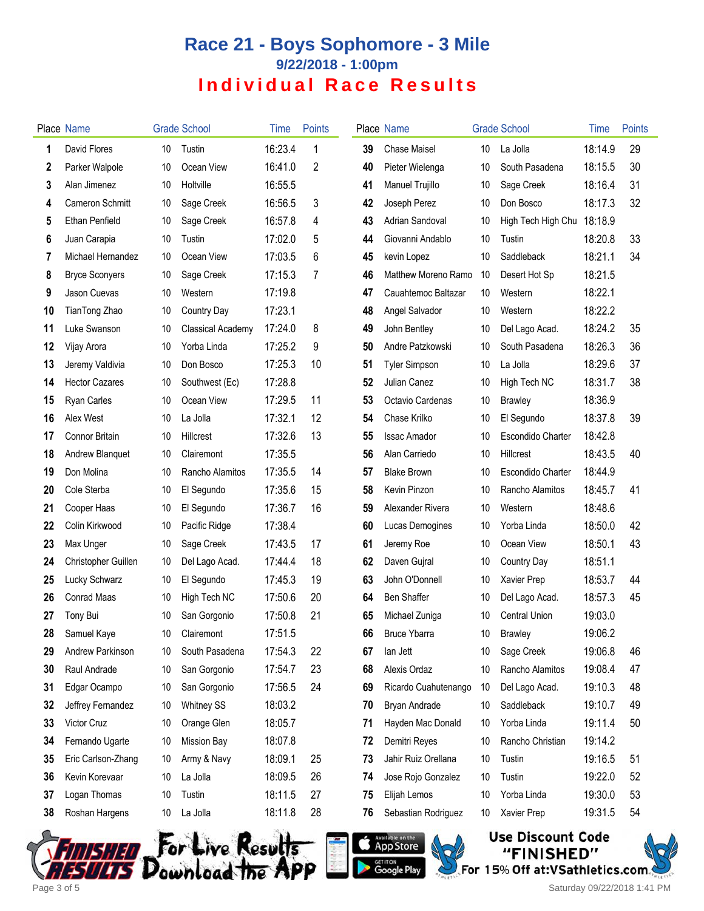# Race 21 - Boys Sophomore - 3 Mile

## 9/22/2018 - 1:00pm

## Individual Race Results

| Place | Name | Grade | School | Time | Points |
|---|---|---|---|---|---|
| 1 | David Flores | 10 | Tustin | 16:23.4 | 1 |
| 2 | Parker Walpole | 10 | Ocean View | 16:41.0 | 2 |
| 3 | Alan Jimenez | 10 | Holtville | 16:55.5 | |
| 4 | Cameron Schmitt | 10 | Sage Creek | 16:56.5 | 3 |
| 5 | Ethan Penfield | 10 | Sage Creek | 16:57.8 | 4 |
| 6 | Juan Carapia | 10 | Tustin | 17:02.0 | 5 |
| 7 | Michael Hernandez | 10 | Ocean View | 17:03.5 | 6 |
| 8 | Bryce Sconyers | 10 | Sage Creek | 17:15.3 | 7 |
| 9 | Jason Cuevas | 10 | Western | 17:19.8 | |
| 10 | TianTong Zhao | 10 | Country Day | 17:23.1 | |
| 11 | Luke Swanson | 10 | Classical Academy | 17:24.0 | 8 |
| 12 | Vijay Arora | 10 | Yorba Linda | 17:25.2 | 9 |
| 13 | Jeremy Valdivia | 10 | Don Bosco | 17:25.3 | 10 |
| 14 | Hector Cazares | 10 | Southwest (Ec) | 17:28.8 | |
| 15 | Ryan Carles | 10 | Ocean View | 17:29.5 | 11 |
| 16 | Alex West | 10 | La Jolla | 17:32.1 | 12 |
| 17 | Connor Britain | 10 | Hillcrest | 17:32.6 | 13 |
| 18 | Andrew Blanquet | 10 | Clairemont | 17:35.5 | |
| 19 | Don Molina | 10 | Rancho Alamitos | 17:35.5 | 14 |
| 20 | Cole Sterba | 10 | El Segundo | 17:35.6 | 15 |
| 21 | Cooper Haas | 10 | El Segundo | 17:36.7 | 16 |
| 22 | Colin Kirkwood | 10 | Pacific Ridge | 17:38.4 | |
| 23 | Max Unger | 10 | Sage Creek | 17:43.5 | 17 |
| 24 | Christopher Guillen | 10 | Del Lago Acad. | 17:44.4 | 18 |
| 25 | Lucky Schwarz | 10 | El Segundo | 17:45.3 | 19 |
| 26 | Conrad Maas | 10 | High Tech NC | 17:50.6 | 20 |
| 27 | Tony Bui | 10 | San Gorgonio | 17:50.8 | 21 |
| 28 | Samuel Kaye | 10 | Clairemont | 17:51.5 | |
| 29 | Andrew Parkinson | 10 | South Pasadena | 17:54.3 | 22 |
| 30 | Raul Andrade | 10 | San Gorgonio | 17:54.7 | 23 |
| 31 | Edgar Ocampo | 10 | San Gorgonio | 17:56.5 | 24 |
| 32 | Jeffrey Fernandez | 10 | Whitney SS | 18:03.2 | |
| 33 | Victor Cruz | 10 | Orange Glen | 18:05.7 | |
| 34 | Fernando Ugarte | 10 | Mission Bay | 18:07.8 | |
| 35 | Eric Carlson-Zhang | 10 | Army & Navy | 18:09.1 | 25 |
| 36 | Kevin Korevaar | 10 | La Jolla | 18:09.5 | 26 |
| 37 | Logan Thomas | 10 | Tustin | 18:11.5 | 27 |
| 38 | Roshan Hargens | 10 | La Jolla | 18:11.8 | 28 |
| 39 | Chase Maisel | 10 | La Jolla | 18:14.9 | 29 |
| 40 | Pieter Wielenga | 10 | South Pasadena | 18:15.5 | 30 |
| 41 | Manuel Trujillo | 10 | Sage Creek | 18:16.4 | 31 |
| 42 | Joseph Perez | 10 | Don Bosco | 18:17.3 | 32 |
| 43 | Adrian Sandoval | 10 | High Tech High Chu | 18:18.9 | |
| 44 | Giovanni Andablo | 10 | Tustin | 18:20.8 | 33 |
| 45 | kevin Lopez | 10 | Saddleback | 18:21.1 | 34 |
| 46 | Matthew Moreno Ramo | 10 | Desert Hot Sp | 18:21.5 | |
| 47 | Cauahtemoc Baltazar | 10 | Western | 18:22.1 | |
| 48 | Angel Salvador | 10 | Western | 18:22.2 | |
| 49 | John Bentley | 10 | Del Lago Acad. | 18:24.2 | 35 |
| 50 | Andre Patzkowski | 10 | South Pasadena | 18:26.3 | 36 |
| 51 | Tyler Simpson | 10 | La Jolla | 18:29.6 | 37 |
| 52 | Julian Canez | 10 | High Tech NC | 18:31.7 | 38 |
| 53 | Octavio Cardenas | 10 | Brawley | 18:36.9 | |
| 54 | Chase Krilko | 10 | El Segundo | 18:37.8 | 39 |
| 55 | Issac Amador | 10 | Escondido Charter | 18:42.8 | |
| 56 | Alan Carriedo | 10 | Hillcrest | 18:43.5 | 40 |
| 57 | Blake Brown | 10 | Escondido Charter | 18:44.9 | |
| 58 | Kevin Pinzon | 10 | Rancho Alamitos | 18:45.7 | 41 |
| 59 | Alexander Rivera | 10 | Western | 18:48.6 | |
| 60 | Lucas Demogines | 10 | Yorba Linda | 18:50.0 | 42 |
| 61 | Jeremy Roe | 10 | Ocean View | 18:50.1 | 43 |
| 62 | Daven Gujral | 10 | Country Day | 18:51.1 | |
| 63 | John O'Donnell | 10 | Xavier Prep | 18:53.7 | 44 |
| 64 | Ben Shaffer | 10 | Del Lago Acad. | 18:57.3 | 45 |
| 65 | Michael Zuniga | 10 | Central Union | 19:03.0 | |
| 66 | Bruce Ybarra | 10 | Brawley | 19:06.2 | |
| 67 | Ian Jett | 10 | Sage Creek | 19:06.8 | 46 |
| 68 | Alexis Ordaz | 10 | Rancho Alamitos | 19:08.4 | 47 |
| 69 | Ricardo Cuahutenango | 10 | Del Lago Acad. | 19:10.3 | 48 |
| 70 | Bryan Andrade | 10 | Saddleback | 19:10.7 | 49 |
| 71 | Hayden Mac Donald | 10 | Yorba Linda | 19:11.4 | 50 |
| 72 | Demitri Reyes | 10 | Rancho Christian | 19:14.2 | |
| 73 | Jahir Ruiz Orellana | 10 | Tustin | 19:16.5 | 51 |
| 74 | Jose Rojo Gonzalez | 10 | Tustin | 19:22.0 | 52 |
| 75 | Elijah Lemos | 10 | Yorba Linda | 19:30.0 | 53 |
| 76 | Sebastian Rodriguez | 10 | Xavier Prep | 19:31.5 | 54 |

For Live Results Download the App

Use Discount Code "FINISHED" For 15% Off at:VSathletics.com

Saturday 09/22/2018 1:41 PM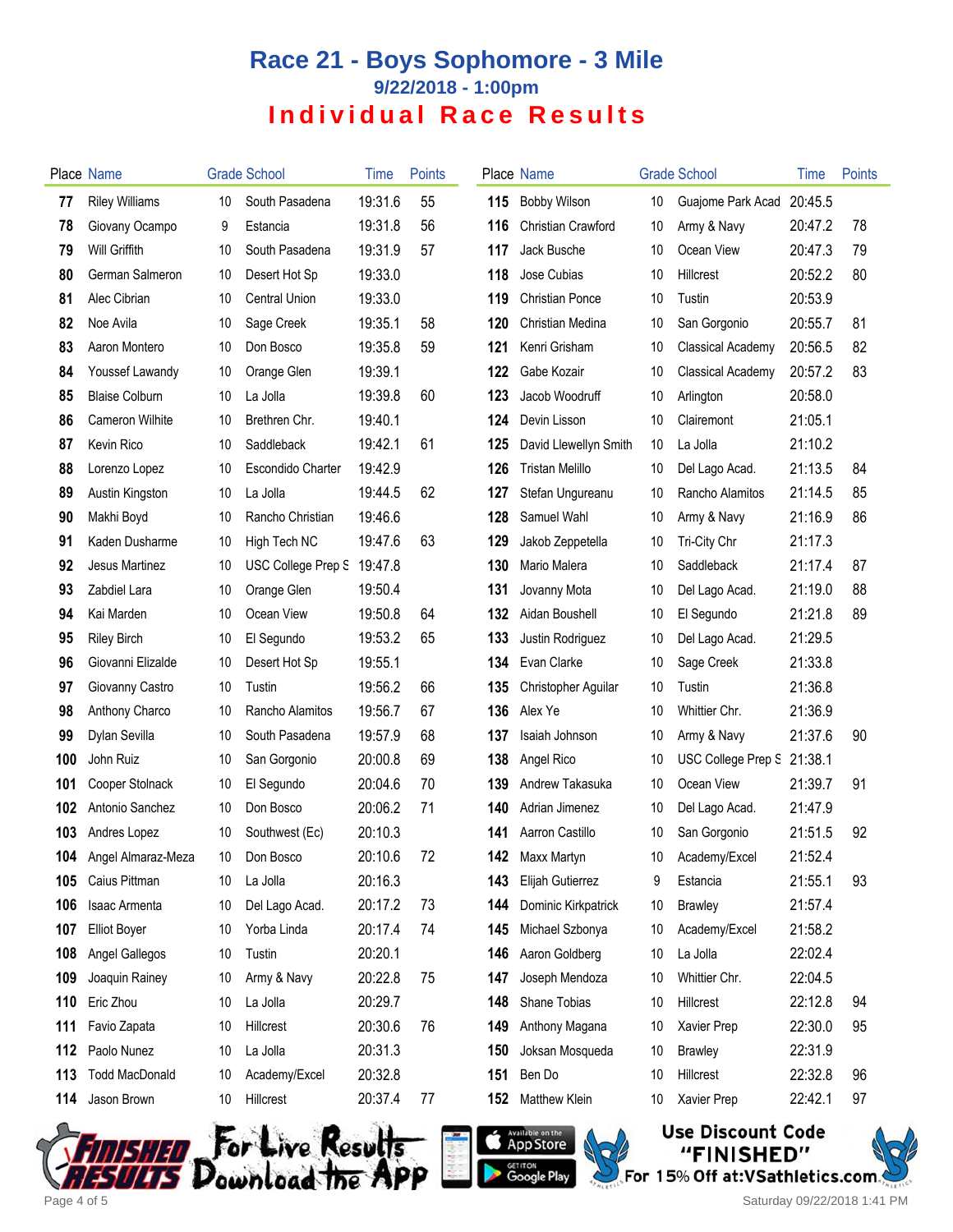# Race 21 - Boys Sophomore - 3 Mile

## 9/22/2018 - 1:00pm

## Individual Race Results

| Place | Name | Grade | School | Time | Points |
|---|---|---|---|---|---|
| 77 | Riley Williams | 10 | South Pasadena | 19:31.6 | 55 |
| 78 | Giovany Ocampo | 9 | Estancia | 19:31.8 | 56 |
| 79 | Will Griffith | 10 | South Pasadena | 19:31.9 | 57 |
| 80 | German Salmeron | 10 | Desert Hot Sp | 19:33.0 | |
| 81 | Alec Cibrian | 10 | Central Union | 19:33.0 | |
| 82 | Noe Avila | 10 | Sage Creek | 19:35.1 | 58 |
| 83 | Aaron Montero | 10 | Don Bosco | 19:35.8 | 59 |
| 84 | Youssef Lawandy | 10 | Orange Glen | 19:39.1 | |
| 85 | Blaise Colburn | 10 | La Jolla | 19:39.8 | 60 |
| 86 | Cameron Wilhite | 10 | Brethren Chr. | 19:40.1 | |
| 87 | Kevin Rico | 10 | Saddleback | 19:42.1 | 61 |
| 88 | Lorenzo Lopez | 10 | Escondido Charter | 19:42.9 | |
| 89 | Austin Kingston | 10 | La Jolla | 19:44.5 | 62 |
| 90 | Makhi Boyd | 10 | Rancho Christian | 19:46.6 | |
| 91 | Kaden Dusharme | 10 | High Tech NC | 19:47.6 | 63 |
| 92 | Jesus Martinez | 10 | USC College Prep S | 19:47.8 | |
| 93 | Zabdiel Lara | 10 | Orange Glen | 19:50.4 | |
| 94 | Kai Marden | 10 | Ocean View | 19:50.8 | 64 |
| 95 | Riley Birch | 10 | El Segundo | 19:53.2 | 65 |
| 96 | Giovanni Elizalde | 10 | Desert Hot Sp | 19:55.1 | |
| 97 | Giovanny Castro | 10 | Tustin | 19:56.2 | 66 |
| 98 | Anthony Charco | 10 | Rancho Alamitos | 19:56.7 | 67 |
| 99 | Dylan Sevilla | 10 | South Pasadena | 19:57.9 | 68 |
| 100 | John Ruiz | 10 | San Gorgonio | 20:00.8 | 69 |
| 101 | Cooper Stolnack | 10 | El Segundo | 20:04.6 | 70 |
| 102 | Antonio Sanchez | 10 | Don Bosco | 20:06.2 | 71 |
| 103 | Andres Lopez | 10 | Southwest (Ec) | 20:10.3 | |
| 104 | Angel Almaraz-Meza | 10 | Don Bosco | 20:10.6 | 72 |
| 105 | Caius Pittman | 10 | La Jolla | 20:16.3 | |
| 106 | Isaac Armenta | 10 | Del Lago Acad. | 20:17.2 | 73 |
| 107 | Elliot Boyer | 10 | Yorba Linda | 20:17.4 | 74 |
| 108 | Angel Gallegos | 10 | Tustin | 20:20.1 | |
| 109 | Joaquin Rainey | 10 | Army & Navy | 20:22.8 | 75 |
| 110 | Eric Zhou | 10 | La Jolla | 20:29.7 | |
| 111 | Favio Zapata | 10 | Hillcrest | 20:30.6 | 76 |
| 112 | Paolo Nunez | 10 | La Jolla | 20:31.3 | |
| 113 | Todd MacDonald | 10 | Academy/Excel | 20:32.8 | |
| 114 | Jason Brown | 10 | Hillcrest | 20:37.4 | 77 |
| 115 | Bobby Wilson | 10 | Guajome Park Acad | 20:45.5 | |
| 116 | Christian Crawford | 10 | Army & Navy | 20:47.2 | 78 |
| 117 | Jack Busche | 10 | Ocean View | 20:47.3 | 79 |
| 118 | Jose Cubias | 10 | Hillcrest | 20:52.2 | 80 |
| 119 | Christian Ponce | 10 | Tustin | 20:53.9 | |
| 120 | Christian Medina | 10 | San Gorgonio | 20:55.7 | 81 |
| 121 | Kenri Grisham | 10 | Classical Academy | 20:56.5 | 82 |
| 122 | Gabe Kozair | 10 | Classical Academy | 20:57.2 | 83 |
| 123 | Jacob Woodruff | 10 | Arlington | 20:58.0 | |
| 124 | Devin Lisson | 10 | Clairemont | 21:05.1 | |
| 125 | David Llewellyn Smith | 10 | La Jolla | 21:10.2 | |
| 126 | Tristan Melillo | 10 | Del Lago Acad. | 21:13.5 | 84 |
| 127 | Stefan Ungureanu | 10 | Rancho Alamitos | 21:14.5 | 85 |
| 128 | Samuel Wahl | 10 | Army & Navy | 21:16.9 | 86 |
| 129 | Jakob Zeppetella | 10 | Tri-City Chr | 21:17.3 | |
| 130 | Mario Malera | 10 | Saddleback | 21:17.4 | 87 |
| 131 | Jovanny Mota | 10 | Del Lago Acad. | 21:19.0 | 88 |
| 132 | Aidan Boushell | 10 | El Segundo | 21:21.8 | 89 |
| 133 | Justin Rodriguez | 10 | Del Lago Acad. | 21:29.5 | |
| 134 | Evan Clarke | 10 | Sage Creek | 21:33.8 | |
| 135 | Christopher Aguilar | 10 | Tustin | 21:36.8 | |
| 136 | Alex Ye | 10 | Whittier Chr. | 21:36.9 | |
| 137 | Isaiah Johnson | 10 | Army & Navy | 21:37.6 | 90 |
| 138 | Angel Rico | 10 | USC College Prep S | 21:38.1 | |
| 139 | Andrew Takasuka | 10 | Ocean View | 21:39.7 | 91 |
| 140 | Adrian Jimenez | 10 | Del Lago Acad. | 21:47.9 | |
| 141 | Aarron Castillo | 10 | San Gorgonio | 21:51.5 | 92 |
| 142 | Maxx Martyn | 10 | Academy/Excel | 21:52.4 | |
| 143 | Elijah Gutierrez | 9 | Estancia | 21:55.1 | 93 |
| 144 | Dominic Kirkpatrick | 10 | Brawley | 21:57.4 | |
| 145 | Michael Szbonya | 10 | Academy/Excel | 21:58.2 | |
| 146 | Aaron Goldberg | 10 | La Jolla | 22:02.4 | |
| 147 | Joseph Mendoza | 10 | Whittier Chr. | 22:04.5 | |
| 148 | Shane Tobias | 10 | Hillcrest | 22:12.8 | 94 |
| 149 | Anthony Magana | 10 | Xavier Prep | 22:30.0 | 95 |
| 150 | Joksan Mosqueda | 10 | Brawley | 22:31.9 | |
| 151 | Ben Do | 10 | Hillcrest | 22:32.8 | 96 |
| 152 | Matthew Klein | 10 | Xavier Prep | 22:42.1 | 97 |

For Live Results Download the App

Use Discount Code "FINISHED" For 15% Off at:VSathletics.com

Saturday 09/22/2018 1:41 PM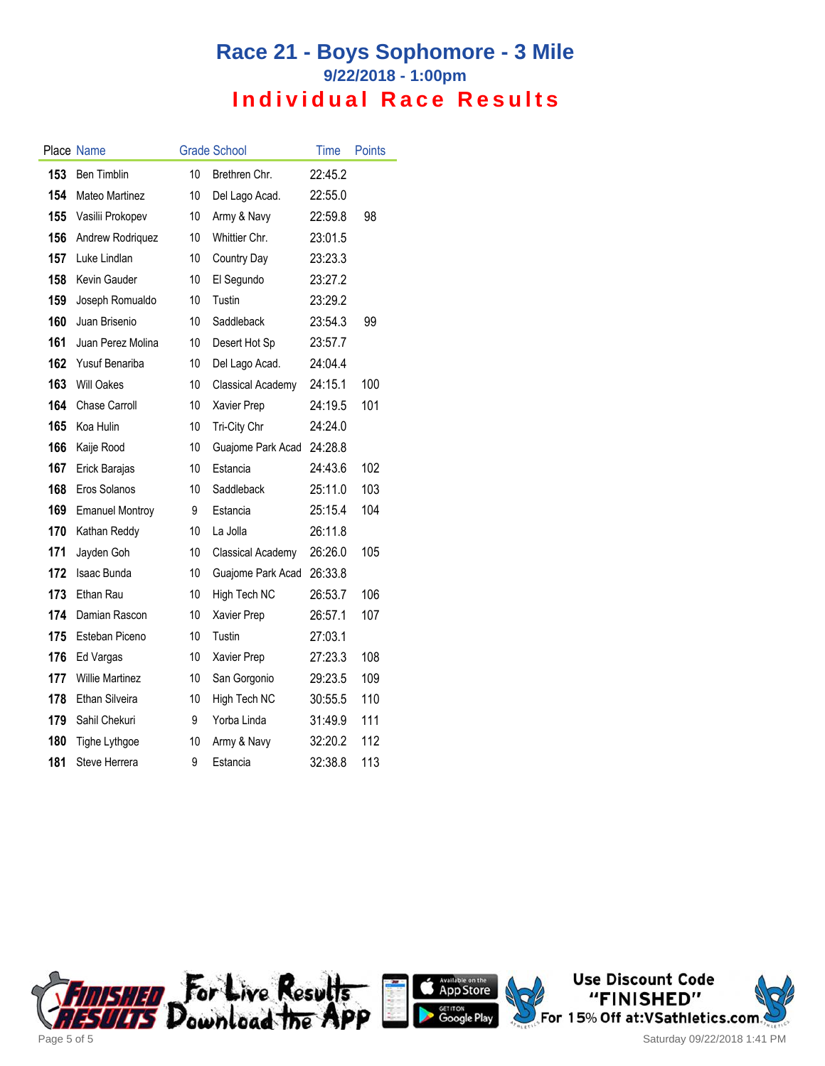# Race 21 - Boys Sophomore - 3 Mile

### 9/22/2018 - 1:00pm

## Individual Race Results

| Place | Name | Grade | School | Time | Points |
|---|---|---|---|---|---|
| 153 | Ben Timblin | 10 | Brethren Chr. | 22:45.2 | |
| 154 | Mateo Martinez | 10 | Del Lago Acad. | 22:55.0 | |
| 155 | Vasilii Prokopev | 10 | Army & Navy | 22:59.8 | 98 |
| 156 | Andrew Rodriquez | 10 | Whittier Chr. | 23:01.5 | |
| 157 | Luke Lindlan | 10 | Country Day | 23:23.3 | |
| 158 | Kevin Gauder | 10 | El Segundo | 23:27.2 | |
| 159 | Joseph Romualdo | 10 | Tustin | 23:29.2 | |
| 160 | Juan Brisenio | 10 | Saddleback | 23:54.3 | 99 |
| 161 | Juan Perez Molina | 10 | Desert Hot Sp | 23:57.7 | |
| 162 | Yusuf Benariba | 10 | Del Lago Acad. | 24:04.4 | |
| 163 | Will Oakes | 10 | Classical Academy | 24:15.1 | 100 |
| 164 | Chase Carroll | 10 | Xavier Prep | 24:19.5 | 101 |
| 165 | Koa Hulin | 10 | Tri-City Chr | 24:24.0 | |
| 166 | Kaije Rood | 10 | Guajome Park Acad | 24:28.8 | |
| 167 | Erick Barajas | 10 | Estancia | 24:43.6 | 102 |
| 168 | Eros Solanos | 10 | Saddleback | 25:11.0 | 103 |
| 169 | Emanuel Montroy | 9 | Estancia | 25:15.4 | 104 |
| 170 | Kathan Reddy | 10 | La Jolla | 26:11.8 | |
| 171 | Jayden Goh | 10 | Classical Academy | 26:26.0 | 105 |
| 172 | Isaac Bunda | 10 | Guajome Park Acad | 26:33.8 | |
| 173 | Ethan Rau | 10 | High Tech NC | 26:53.7 | 106 |
| 174 | Damian Rascon | 10 | Xavier Prep | 26:57.1 | 107 |
| 175 | Esteban Piceno | 10 | Tustin | 27:03.1 | |
| 176 | Ed Vargas | 10 | Xavier Prep | 27:23.3 | 108 |
| 177 | Willie Martinez | 10 | San Gorgonio | 29:23.5 | 109 |
| 178 | Ethan Silveira | 10 | High Tech NC | 30:55.5 | 110 |
| 179 | Sahil Chekuri | 9 | Yorba Linda | 31:49.9 | 111 |
| 180 | Tighe Lythgoe | 10 | Army & Navy | 32:20.2 | 112 |
| 181 | Steve Herrera | 9 | Estancia | 32:38.8 | 113 |

For Live Results Download the App

Use Discount Code "FINISHED" For 15% Off at:VSathletics.com

Saturday 09/22/2018 1:41 PM